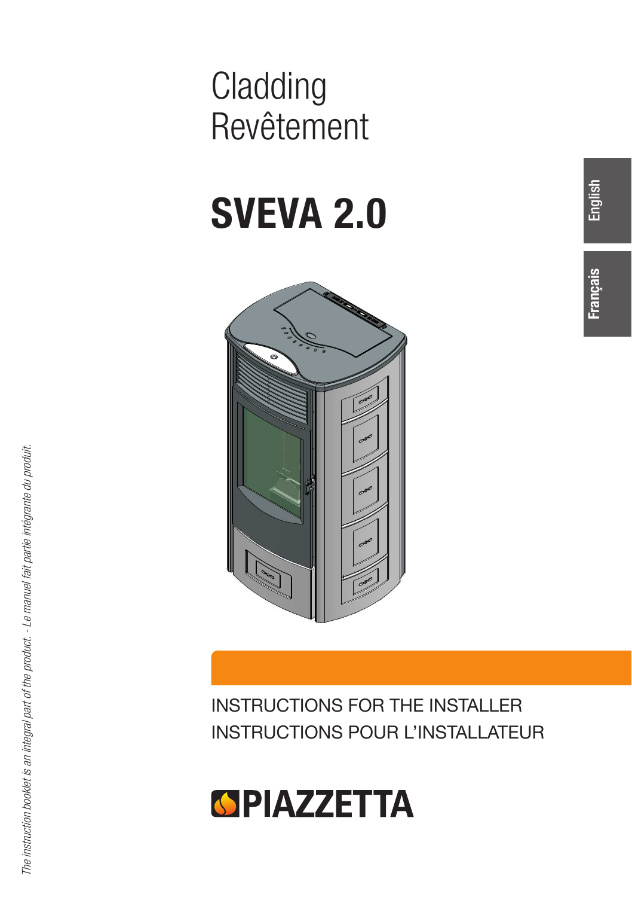# Cladding
# Revêtement

# SVEVA 2.0

English

Français

*The instruction booklet is an integral part of the product. - Le manuel fait partie intégrante du produit.*

INSTRUCTIONS FOR THE INSTALLER

INSTRUCTIONS POUR L'INSTALLATEUR

PIAZZETTA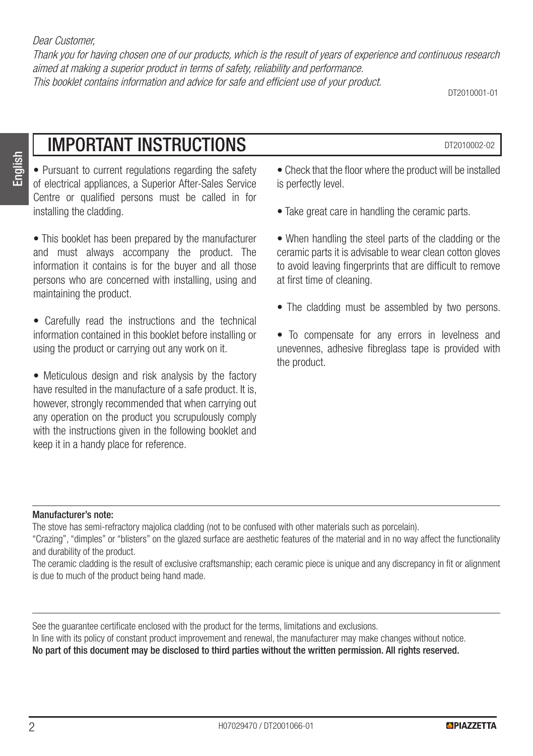*Dear Customer,*
*Thank you for having chosen one of our products, which is the result of years of experience and continuous research aimed at making a superior product in terms of safety, reliability and performance.*
*This booklet contains information and advice for safe and efficient use of your product.*

DT2010001-01

# IMPORTANT INSTRUCTIONS

DT2010002-02

- Pursuant to current regulations regarding the safety of electrical appliances, a Superior After-Sales Service Centre or qualified persons must be called in for installing the cladding.
- This booklet has been prepared by the manufacturer and must always accompany the product. The information it contains is for the buyer and all those persons who are concerned with installing, using and maintaining the product.
- Carefully read the instructions and the technical information contained in this booklet before installing or using the product or carrying out any work on it.
- Meticulous design and risk analysis by the factory have resulted in the manufacture of a safe product. It is, however, strongly recommended that when carrying out any operation on the product you scrupulously comply with the instructions given in the following booklet and keep it in a handy place for reference.
- Check that the floor where the product will be installed is perfectly level.
- Take great care in handling the ceramic parts.
- When handling the steel parts of the cladding or the ceramic parts it is advisable to wear clean cotton gloves to avoid leaving fingerprints that are difficult to remove at first time of cleaning.
- The cladding must be assembled by two persons.
- To compensate for any errors in levelness and unevennes, adhesive fibreglass tape is provided with the product.

**Manufacturer's note:**

The stove has semi-refractory majolica cladding (not to be confused with other materials such as porcelain).

"Crazing", "dimples" or "blisters" on the glazed surface are aesthetic features of the material and in no way affect the functionality and durability of the product.

The ceramic cladding is the result of exclusive craftsmanship; each ceramic piece is unique and any discrepancy in fit or alignment is due to much of the product being hand made.

See the guarantee certificate enclosed with the product for the terms, limitations and exclusions.

In line with its policy of constant product improvement and renewal, the manufacturer may make changes without notice.

**No part of this document may be disclosed to third parties without the written permission. All rights reserved.**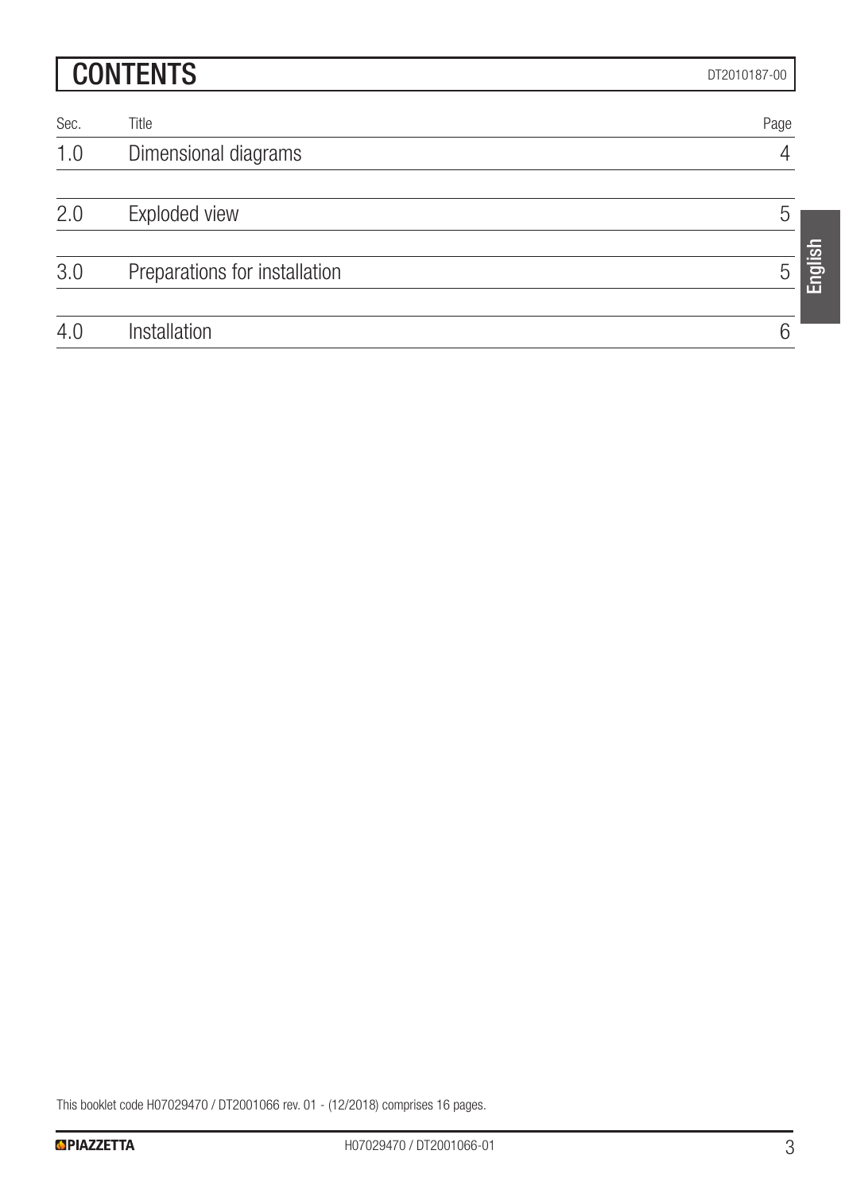# CONTENTS

DT2010187-00

| Sec. | Title | Page |
|---|---|---|
| 1.0 | Dimensional diagrams | 4 |
| 2.0 | Exploded view | 5 |
| 3.0 | Preparations for installation | 5 |
| 4.0 | Installation | 6 |

This booklet code H07029470 / DT2001066 rev. 01 - (12/2018) comprises 16 pages.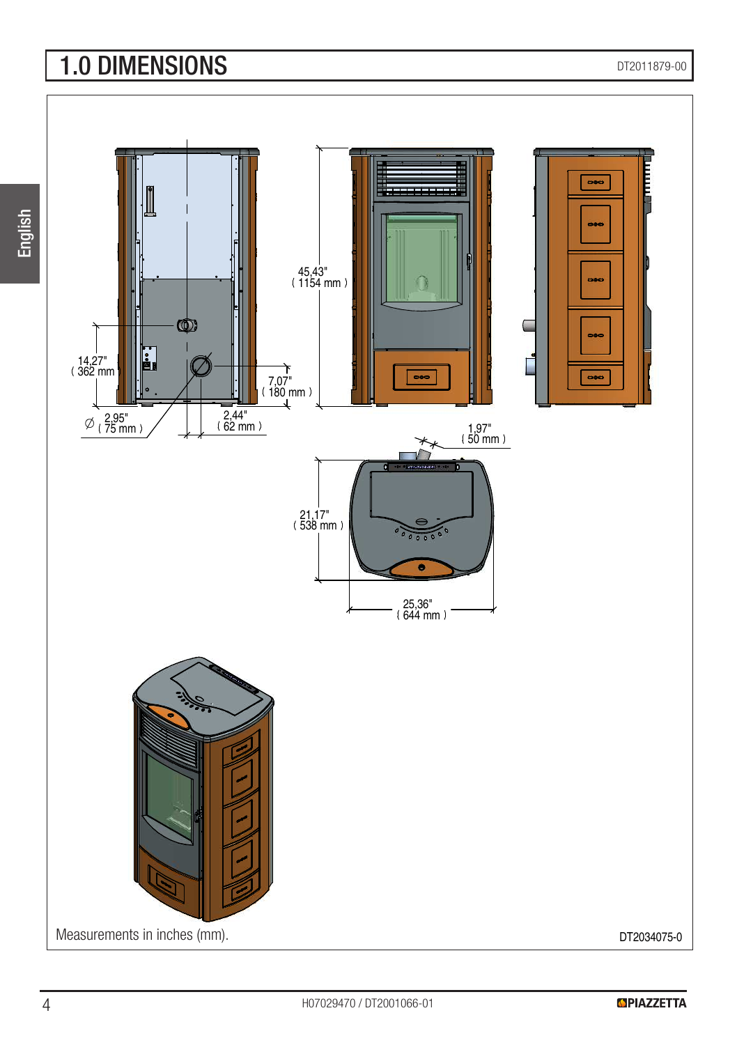# 1.0 DIMENSIONS

DT2011879-00

14,27" ( 362 mm )

∅ 2,95" ( 75 mm )

2,44" ( 62 mm )

7,07" ( 180 mm )

45,43" ( 1154 mm )

1,97" ( 50 mm )

21,17" ( 538 mm )

25,36" ( 644 mm )

Measurements in inches (mm).

DT2034075-0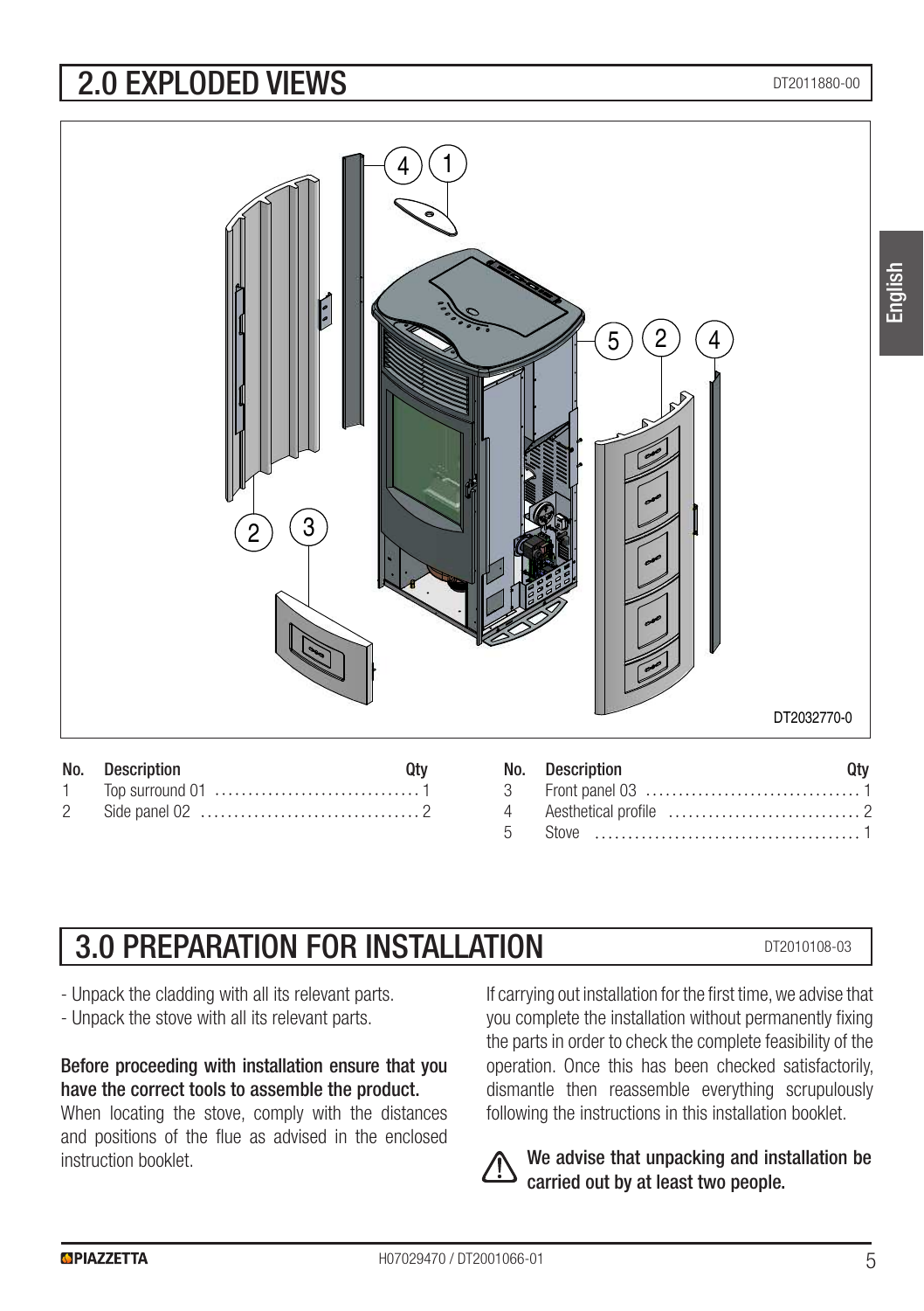## 2.0 EXPLODED VIEWS

DT2011880-00

DT2032770-0

| No. | Description | Qty |
|---|---|---|
| 1 | Top surround 01 | 1 |
| 2 | Side panel 02 | 2 |
| 3 | Front panel 03 | 1 |
| 4 | Aesthetical profile | 2 |
| 5 | Stove | 1 |

## 3.0 PREPARATION FOR INSTALLATION

DT2010108-03

- Unpack the cladding with all its relevant parts.
- Unpack the stove with all its relevant parts.

**Before proceeding with installation ensure that you have the correct tools to assemble the product.**

When locating the stove, comply with the distances and positions of the flue as advised in the enclosed instruction booklet.

If carrying out installation for the first time, we advise that you complete the installation without permanently fixing the parts in order to check the complete feasibility of the operation. Once this has been checked satisfactorily, dismantle then reassemble everything scrupulously following the instructions in this installation booklet.

**We advise that unpacking and installation be carried out by at least two people.**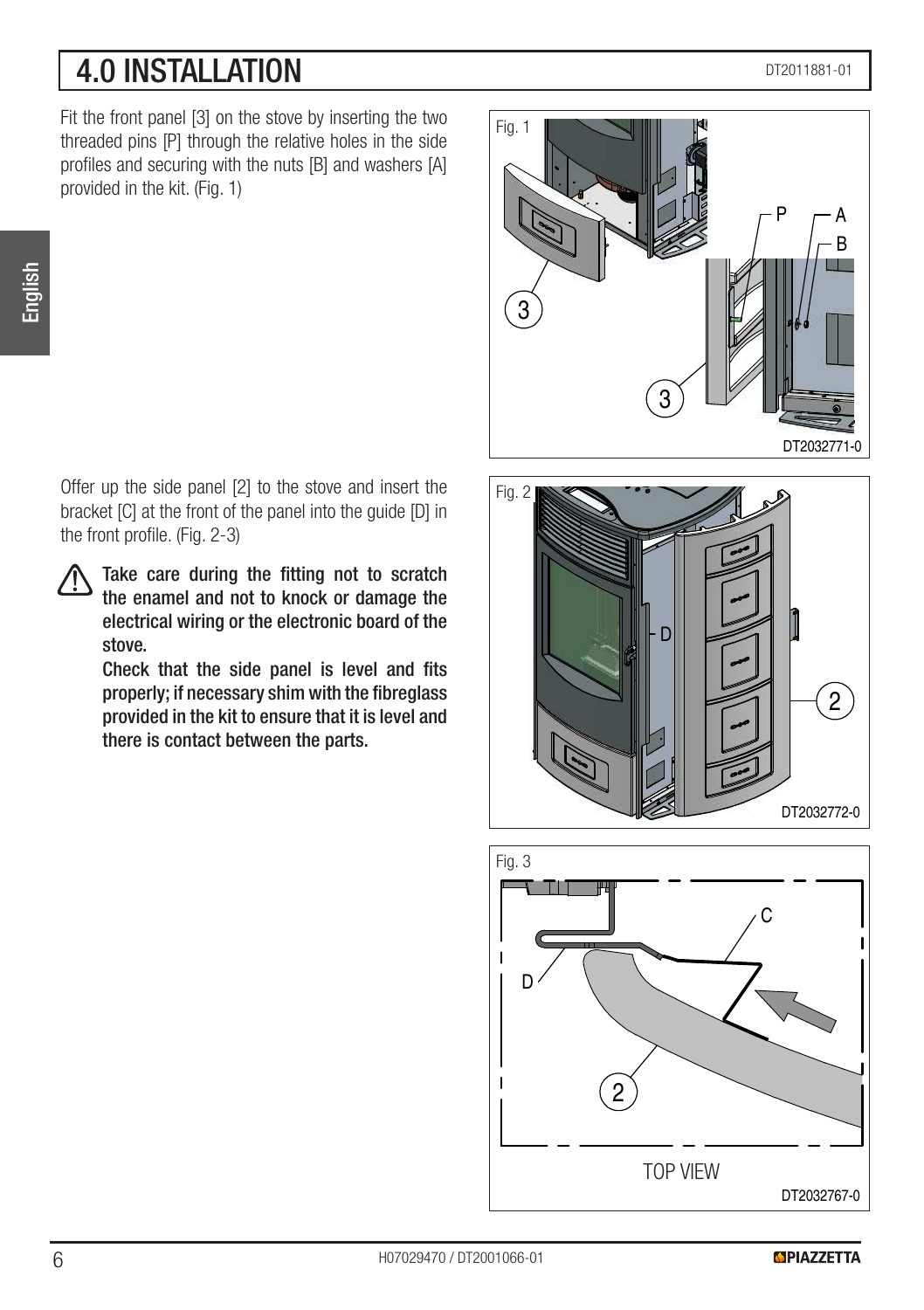# 4.0 INSTALLATION

Fit the front panel [3] on the stove by inserting the two threaded pins [P] through the relative holes in the side profiles and securing with the nuts [B] and washers [A] provided in the kit. (Fig. 1)

Offer up the side panel [2] to the stove and insert the bracket [C] at the front of the panel into the guide [D] in the front profile. (Fig. 2-3)

**Take care during the fitting not to scratch the enamel and not to knock or damage the electrical wiring or the electronic board of the stove.**

**Check that the side panel is level and fits properly; if necessary shim with the fibreglass provided in the kit to ensure that it is level and there is contact between the parts.**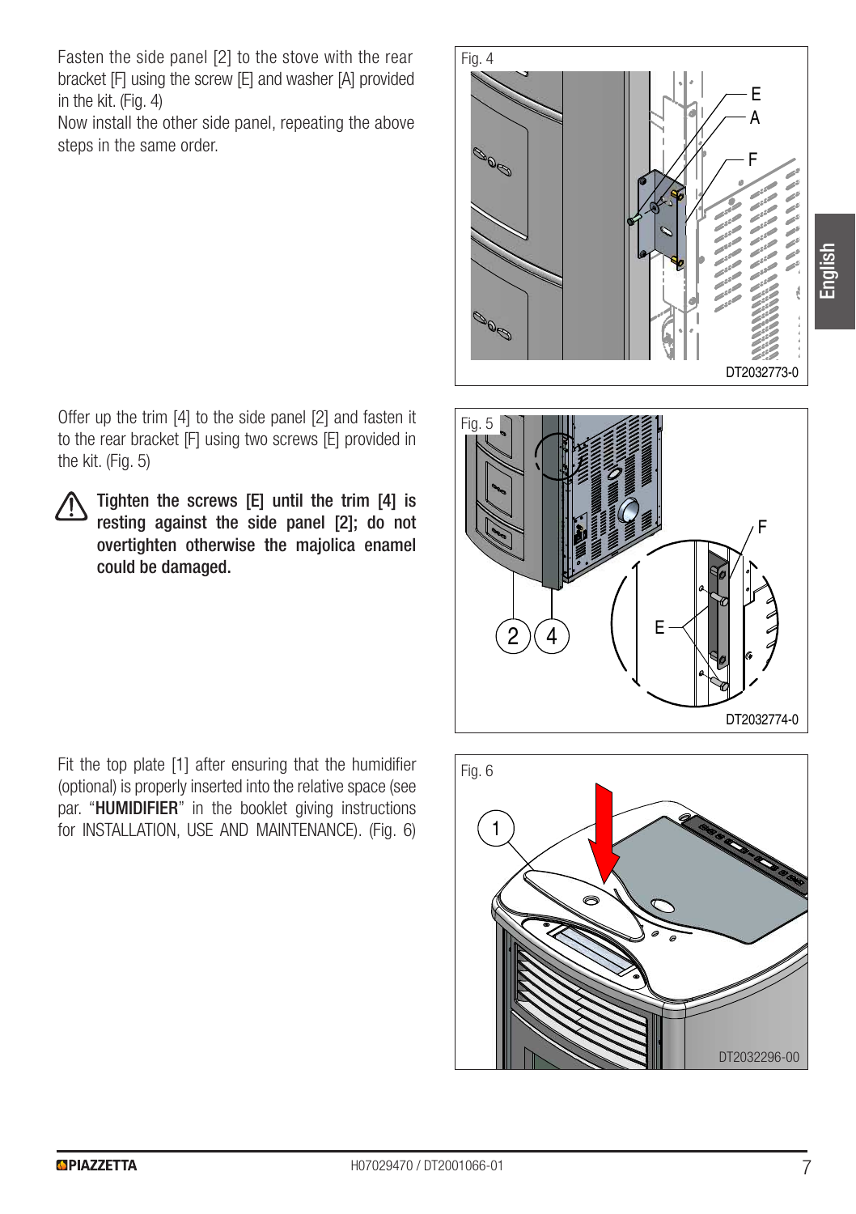Fasten the side panel [2] to the stove with the rear bracket [F] using the screw [E] and washer [A] provided in the kit. (Fig. 4)

Now install the other side panel, repeating the above steps in the same order.

Offer up the trim [4] to the side panel [2] and fasten it to the rear bracket [F] using two screws [E] provided in the kit. (Fig. 5)

**Tighten the screws [E] until the trim [4] is resting against the side panel [2]; do not overtighten otherwise the majolica enamel could damaged.**

Fit the top plate [1] after ensuring that the humidifier (optional) is properly inserted into the relative space (see par. "**HUMIDIFIER**" in the booklet giving instructions for INSTALLATION, USE AND MAINTENANCE). (Fig. 6)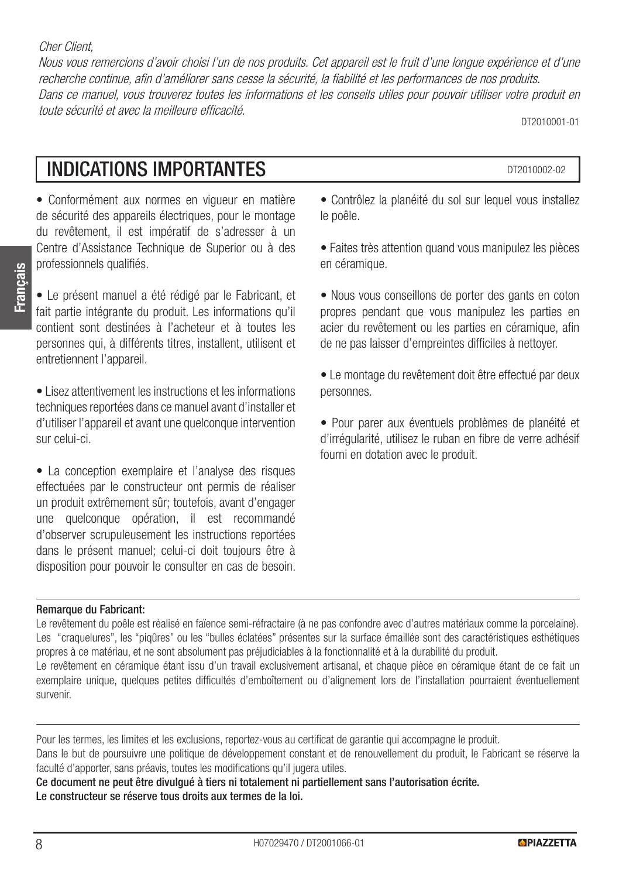*Cher Client,*

*Nous vous remercions d'avoir choisi l'un de nos produits. Cet appareil est le fruit d'une longue expérience et d'une recherche continue, afin d'améliorer sans cesse la sécurité, la fiabilité et les performances de nos produits.*

*Dans ce manuel, vous trouverez toutes les informations et les conseils utiles pour pouvoir utiliser votre produit en toute sécurité et avec la meilleure efficacité.*

DT2010001-01

# INDICATIONS IMPORTANTES

DT2010002-02

- Conformément aux normes en vigueur en matière de sécurité des appareils électriques, pour le montage du revêtement, il est impératif de s'adresser à un Centre d'Assistance Technique de Superior ou à des professionnels qualifiés.

- Le présent manuel a été rédigé par le Fabricant, et fait partie intégrante du produit. Les informations qu'il contient sont destinées à l'acheteur et à toutes les personnes qui, à différents titres, installent, utilisent et entretiennent l'appareil.

- Lisez attentivement les instructions et les informations techniques reportées dans ce manuel avant d'installer et d'utiliser l'appareil et avant une quelconque intervention sur celui-ci.

- La conception exemplaire et l'analyse des risques effectuées par le constructeur ont permis de réaliser un produit extrêmement sûr; toutefois, avant d'engager une quelconque opération, il est recommandé d'observer scrupuleusement les instructions reportées dans le présent manuel; celui-ci doit toujours être à disposition pour pouvoir le consulter en cas de besoin.

- Contrôlez la planéité du sol sur lequel vous installez le poêle.

- Faites très attention quand vous manipulez les pièces en céramique.

- Nous vous conseillons de porter des gants en coton propres pendant que vous manipulez les parties en acier du revêtement ou les parties en céramique, afin de ne pas laisser d'empreintes difficiles à nettoyer.

- Le montage du revêtement doit être effectué par deux personnes.

- Pour parer aux éventuels problèmes de planéité et d'irrégularité, utilisez le ruban en fibre de verre adhésif fourni en dotation avec le produit.

**Remarque du Fabricant:**

Le revêtement du poêle est réalisé en faïence semi-réfractaire (à ne pas confondre avec d'autres matériaux comme la porcelaine). Les "craquelures", les "piqûres" ou les "bulles éclatées" présentes sur la surface émaillée sont des caractéristiques esthétiques propres à ce matériau, et ne sont absolument pas préjudiciables à la fonctionnalité et à la durabilité du produit.

Le revêtement en céramique étant issu d'un travail exclusivement artisanal, et chaque pièce en céramique étant de ce fait un exemplaire unique, quelques petites difficultés d'emboîtement ou d'alignement lors de l'installation pourraient éventuellement survenir.

Pour les termes, les limites et les exclusions, reportez-vous au certificat de garantie qui accompagne le produit.

Dans le but de poursuivre une politique de développement constant et de renouvellement du produit, le Fabricant se réserve la faculté d'apporter, sans préavis, toutes les modifications qu'il jugera utiles.

**Ce document ne peut être divulgué à tiers ni totalement ni partiellement sans l'autorisation écrite.**
**Le constructeur se réserve tous droits aux termes de la loi.**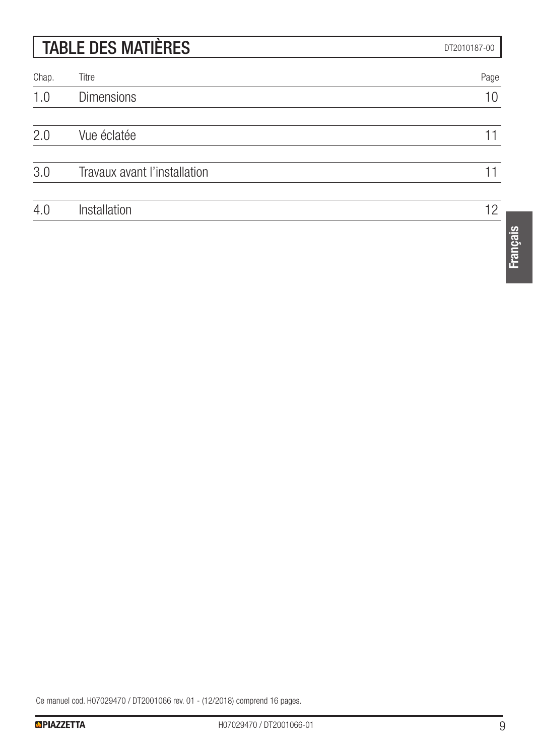# TABLE DES MATIÈRES

DT2010187-00

| Chap. | Titre | Page |
|---|---|---|
| 1.0 | Dimensions | 10 |
| 2.0 | Vue éclatée | 11 |
| 3.0 | Travaux avant l'installation | 11 |
| 4.0 | Installation | 12 |

Français

Ce manuel cod. H07029470 / DT2001066 rev. 01 - (12/2018) comprend 16 pages.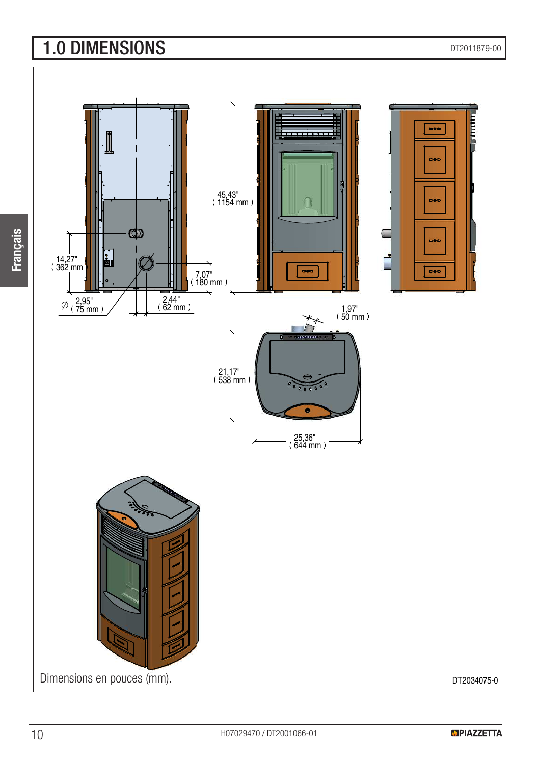# 1.0 DIMENSIONS

DT2011879-00

45,43" ( 1154 mm )

14,27" ( 362 mm )

7,07" ( 180 mm )

Ø 2,95" ( 75 mm )

2,44" ( 62 mm )

1,97" ( 50 mm )

21,17" ( 538 mm )

25,36" ( 644 mm )

Dimensions en pouces (mm).

DT2034075-0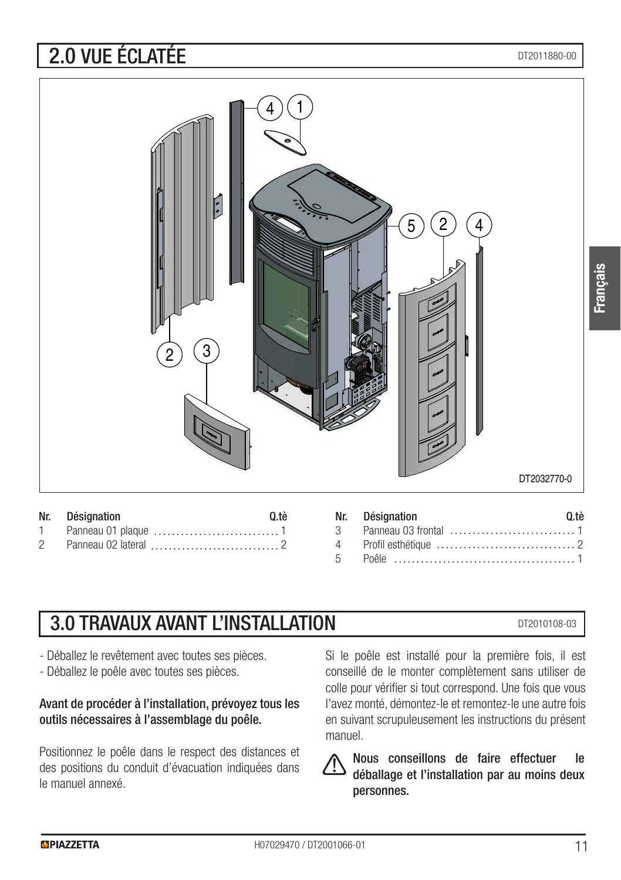# 2.0 VUE ÉCLATÉE

DT2011880-00

DT2032770-0

| Nr. | Désignation | Q.tè |
|---|---|---|
| 1 | Panneau 01 plaque | 1 |
| 2 | Panneau 02 lateral | 2 |
| 3 | Panneau 03 frontal | 1 |
| 4 | Profil esthétique | 2 |
| 5 | Poêle | 1 |

# 3.0 TRAVAUX AVANT L'INSTALLATION

DT2010108-03

- Déballez le revêtement avec toutes ses pièces.
- Déballez le poêle avec toutes ses pièces.

**Avant de procéder à l'installation, prévoyez tous les outils nécessaires à l'assemblage du poêle.**

Positionnez le poêle dans le respect des distances et des positions du conduit d'évacuation indiquées dans le manuel annexé.

Si le poêle est installé pour la première fois, il est conseillé de le monter complètement sans utiliser de colle pour vérifier si tout correspond. Une fois que vous l'avez monté, démontez-le et remontez-le une autre fois en suivant scrupuleusement les instructions du présent manuel.

⚠ **Nous conseillons de faire effectuer le déballage et l'installation par au moins deux personnes.**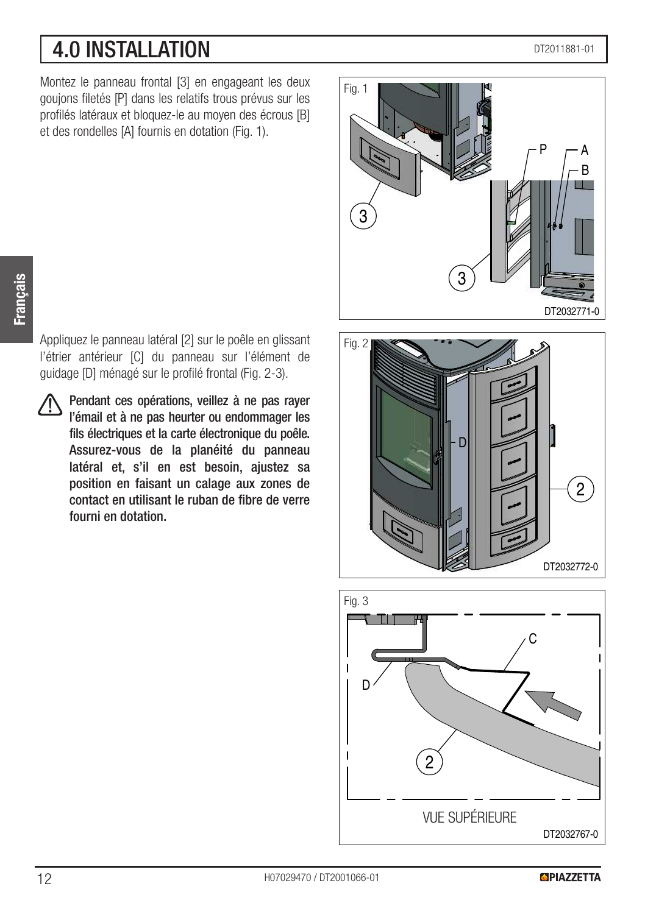# 4.0 INSTALLATION

Montez le panneau frontal [3] en engageant les deux goujons filetés [P] dans les relatifs trous prévus sur les profilés latéraux et bloquez-le au moyen des écrous [B] et des rondelles [A] fournis en dotation (Fig. 1).

Appliquez le panneau latéral [2] sur le poêle en glissant l'étrier antérieur [C] du panneau sur l'élément de guidage [D] ménagé sur le profilé frontal (Fig. 2-3).

⚠ **Pendant ces opérations, veillez à ne pas rayer l'émail et à ne pas heurter ou endommager les fils électriques et la carte électronique du poêle. Assurez-vous de la planéité du panneau latéral et, s'il en est besoin, ajustez sa position en faisant un calage aux zones de contact en utilisant le ruban de fibre de verre fourni en dotation.**

Fig. 1

DT2032771-0

Fig. 2

DT2032772-0

Fig. 3

VUE SUPÉRIEURE

DT2032767-0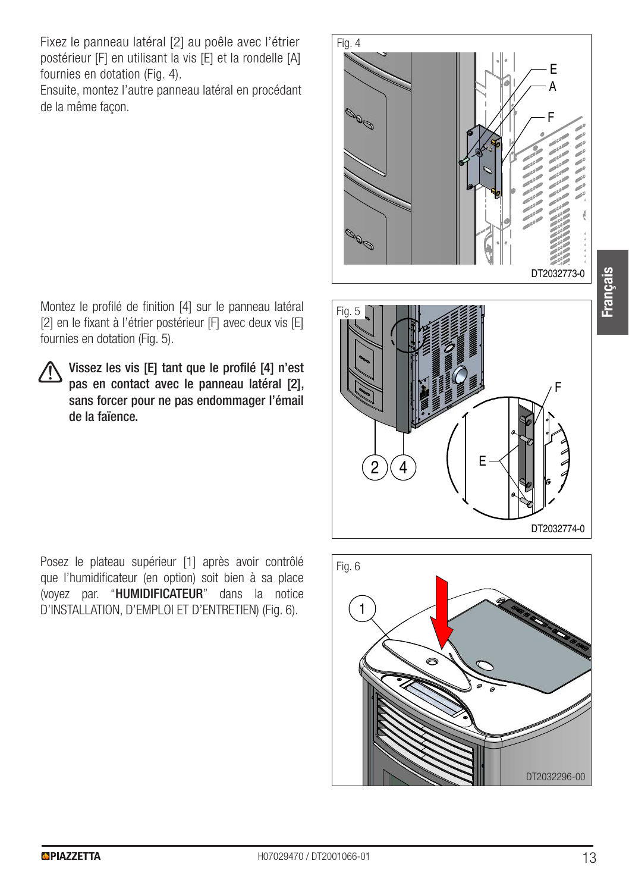Fixez le panneau latéral [2] au poêle avec l’étrier postérieur [F] en utilisant la vis [E] et la rondelle [A] fournies en dotation (Fig. 4).
Ensuite, montez l’autre panneau latéral en procédant de la même façon.

Montez le profilé de finition [4] sur le panneau latéral [2] en le fixant à l’étrier postérieur [F] avec deux vis [E] fournies en dotation (Fig. 5).

⚠ **Vissez les vis [E] tant que le profilé [4] n’est pas en contact avec le panneau latéral [2], sans forcer pour ne pas endommager l’émail de la faïence.**

Posez le plateau supérieur [1] après avoir contrôlé que l’humidificateur (en option) soit bien à sa place (voyez par. “**HUMIDIFICATEUR**” dans la notice D’INSTALLATION, D’EMPLOI ET D’ENTRETIEN) (Fig. 6).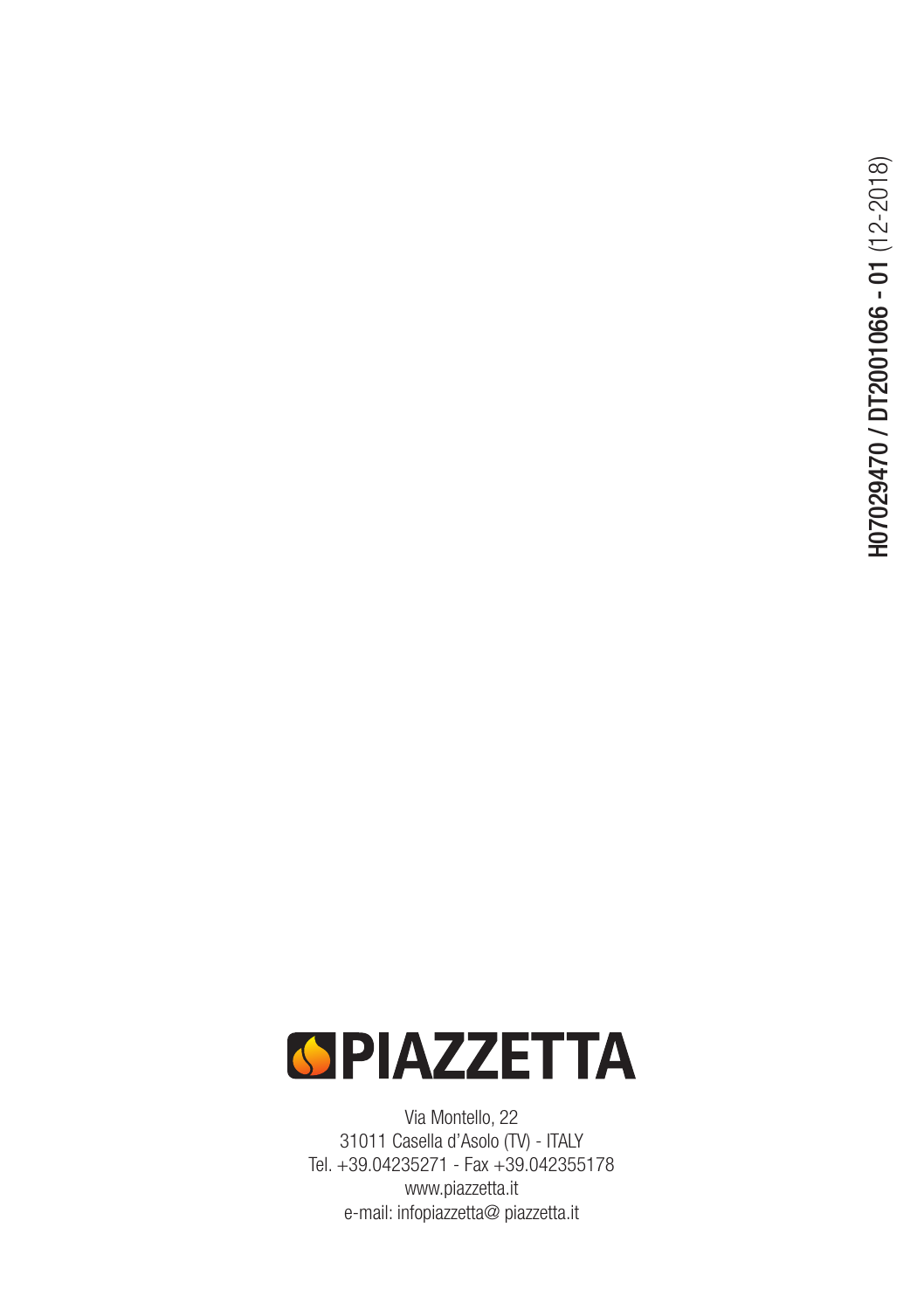H07029470 / DT2001066 - 01 (12-2018)

PIAZZETTA

Via Montello, 22
31011 Casella d'Asolo (TV) - ITALY
Tel. +39.04235271 - Fax +39.042355178
www.piazzetta.it
e-mail: infopiazzetta@ piazzetta.it